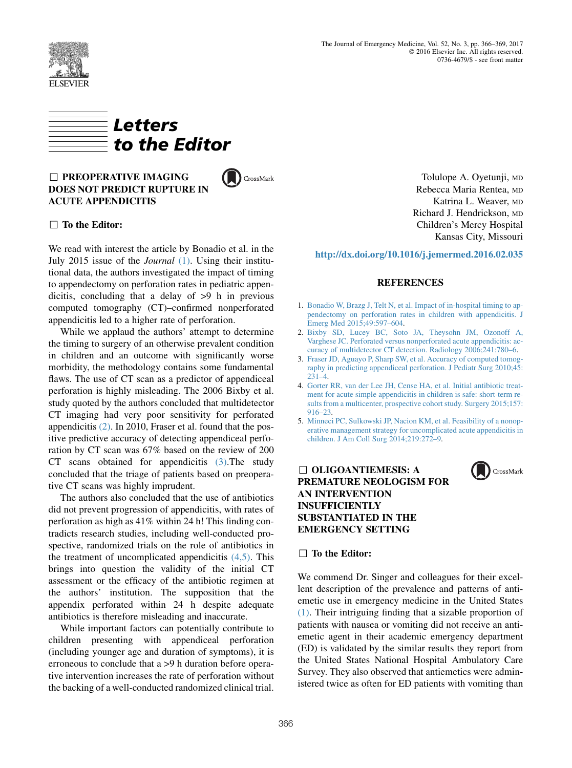# Letters to the Editor

## PREOPERATIVE IMAGING DOES NOT PREDICT RUPTURE IN ACUTE APPENDICITIS

### To the Editor:

We read with interest the article by Bonadio et al. in the July 2015 issue of the *Journal* (1). Using their institutional data, the authors investigated the impact of timing to appendectomy on perforation rates in pediatric appendicitis, concluding that a delay of >9 h in previous computed tomography (CT)–confirmed nonperforated appendicitis led to a higher rate of perforation.

While we applaud the authors' attempt to determine the timing to surgery of an otherwise prevalent condition in children and an outcome with significantly worse morbidity, the methodology contains some fundamental flaws. The use of CT scan as a predictor of appendiceal perforation is highly misleading. The 2006 Bixby et al. study quoted by the authors concluded that multidetector CT imaging had very poor sensitivity for perforated appendicitis (2). In 2010, Fraser et al. found that the positive predictive accuracy of detecting appendiceal perforation by CT scan was 67% based on the review of 200 CT scans obtained for appendicitis (3).The study concluded that the triage of patients based on preoperative CT scans was highly imprudent.

The authors also concluded that the use of antibiotics did not prevent progression of appendicitis, with rates of perforation as high as 41% within 24 h! This finding contradicts research studies, including well-conducted prospective, randomized trials on the role of antibiotics in the treatment of uncomplicated appendicitis (4,5). This brings into question the validity of the initial CT assessment or the efficacy of the antibiotic regimen at the authors' institution. The supposition that the appendix perforated within 24 h despite adequate antibiotics is therefore misleading and inaccurate.

While important factors can potentially contribute to children presenting with appendiceal perforation (including younger age and duration of symptoms), it is erroneous to conclude that a >9 h duration before operative intervention increases the rate of perforation without the backing of a well-conducted randomized clinical trial.

Tolulope A. Oyetunji, MD
Rebecca Maria Rentea, MD
Katrina L. Weaver, MD
Richard J. Hendrickson, MD
Children's Mercy Hospital
Kansas City, Missouri

http://dx.doi.org/10.1016/j.jemermed.2016.02.035

### REFERENCES

1. Bonadio W, Brazg J, Telt N, et al. Impact of in-hospital timing to appendectomy on perforation rates in children with appendicitis. J Emerg Med 2015;49:597–604.
2. Bixby SD, Lucey BC, Soto JA, Theysohn JM, Ozonoff A, Varghese JC. Perforated versus nonperforated acute appendicitis: accuracy of multidetector CT detection. Radiology 2006;241:780–6.
3. Fraser JD, Aguayo P, Sharp SW, et al. Accuracy of computed tomography in predicting appendiceal perforation. J Pediatr Surg 2010;45:231–4.
4. Gorter RR, van der Lee JH, Cense HA, et al. Initial antibiotic treatment for acute simple appendicitis in children is safe: short-term results from a multicenter, prospective cohort study. Surgery 2015;157:916–23.
5. Minneci PC, Sulkowski JP, Nacion KM, et al. Feasibility of a nonoperative management strategy for uncomplicated acute appendicitis in children. J Am Coll Surg 2014;219:272–9.

## OLIGOANTIEMESIS: A PREMATURE NEOLOGISM FOR AN INTERVENTION INSUFFICIENTLY SUBSTANTIATED IN THE EMERGENCY SETTING

### To the Editor:

We commend Dr. Singer and colleagues for their excellent description of the prevalence and patterns of antiemetic use in emergency medicine in the United States (1). Their intriguing finding that a sizable proportion of patients with nausea or vomiting did not receive an antiemetic agent in their academic emergency department (ED) is validated by the similar results they report from the United States National Hospital Ambulatory Care Survey. They also observed that antiemetics were administered twice as often for ED patients with vomiting than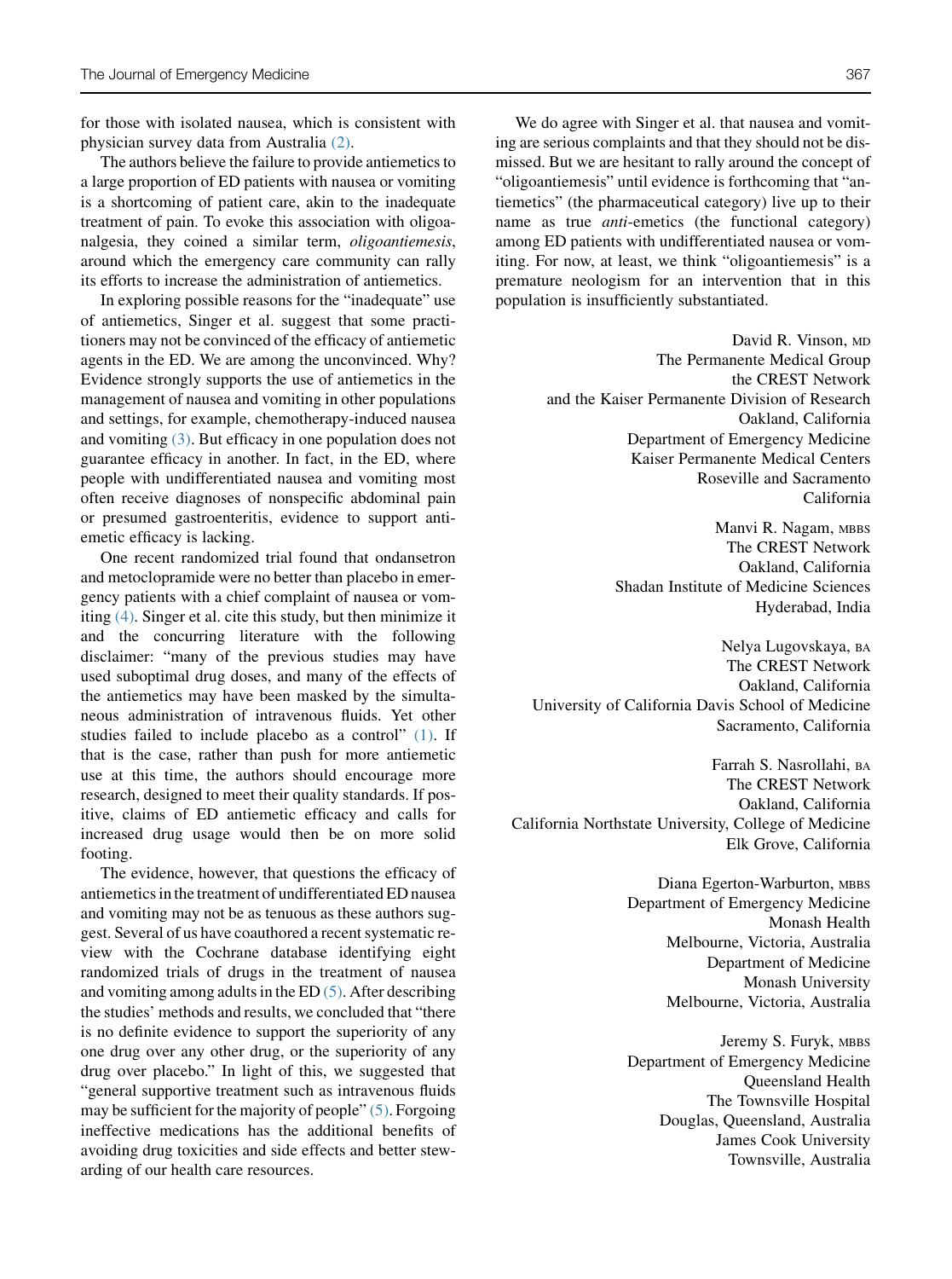for those with isolated nausea, which is consistent with physician survey data from Australia (2).

The authors believe the failure to provide antiemetics to a large proportion of ED patients with nausea or vomiting is a shortcoming of patient care, akin to the inadequate treatment of pain. To evoke this association with oligoanalgesia, they coined a similar term, *oligoantiemesis*, around which the emergency care community can rally its efforts to increase the administration of antiemetics.

In exploring possible reasons for the "inadequate" use of antiemetics, Singer et al. suggest that some practitioners may not be convinced of the efficacy of antiemetic agents in the ED. We are among the unconvinced. Why? Evidence strongly supports the use of antiemetics in the management of nausea and vomiting in other populations and settings, for example, chemotherapy-induced nausea and vomiting (3). But efficacy in one population does not guarantee efficacy in another. In fact, in the ED, where people with undifferentiated nausea and vomiting most often receive diagnoses of nonspecific abdominal pain or presumed gastroenteritis, evidence to support antiemetic efficacy is lacking.

One recent randomized trial found that ondansetron and metoclopramide were no better than placebo in emergency patients with a chief complaint of nausea or vomiting (4). Singer et al. cite this study, but then minimize it and the concurring literature with the following disclaimer: "many of the previous studies may have used suboptimal drug doses, and many of the effects of the antiemetics may have been masked by the simultaneous administration of intravenous fluids. Yet other studies failed to include placebo as a control" (1). If that is the case, rather than push for more antiemetic use at this time, the authors should encourage more research, designed to meet their quality standards. If positive, claims of ED antiemetic efficacy and calls for increased drug usage would then be on more solid footing.

The evidence, however, that questions the efficacy of antiemetics in the treatment of undifferentiated ED nausea and vomiting may not be as tenuous as these authors suggest. Several of us have coauthored a recent systematic review with the Cochrane database identifying eight randomized trials of drugs in the treatment of nausea and vomiting among adults in the ED (5). After describing the studies' methods and results, we concluded that "there is no definite evidence to support the superiority of any one drug over any other drug, or the superiority of any drug over placebo." In light of this, we suggested that "general supportive treatment such as intravenous fluids may be sufficient for the majority of people" (5). Forgoing ineffective medications has the additional benefits of avoiding drug toxicities and side effects and better stewarding of our health care resources.

We do agree with Singer et al. that nausea and vomiting are serious complaints and that they should not be dismissed. But we are hesitant to rally around the concept of "oligoantiemesis" until evidence is forthcoming that "antiemetics" (the pharmaceutical category) live up to their name as true *anti*-emetics (the functional category) among ED patients with undifferentiated nausea or vomiting. For now, at least, we think "oligoantiemesis" is a premature neologism for an intervention that in this population is insufficiently substantiated.

David R. Vinson, MD
The Permanente Medical Group
the CREST Network
and the Kaiser Permanente Division of Research
Oakland, California
Department of Emergency Medicine
Kaiser Permanente Medical Centers
Roseville and Sacramento
California

Manvi R. Nagam, MBBS
The CREST Network
Oakland, California
Shadan Institute of Medicine Sciences
Hyderabad, India

Nelya Lugovskaya, BA
The CREST Network
Oakland, California
University of California Davis School of Medicine
Sacramento, California

Farrah S. Nasrollahi, BA
The CREST Network
Oakland, California
California Northstate University, College of Medicine
Elk Grove, California

Diana Egerton-Warburton, MBBS
Department of Emergency Medicine
Monash Health
Melbourne, Victoria, Australia
Department of Medicine
Monash University
Melbourne, Victoria, Australia

Jeremy S. Furyk, MBBS
Department of Emergency Medicine
Queensland Health
The Townsville Hospital
Douglas, Queensland, Australia
James Cook University
Townsville, Australia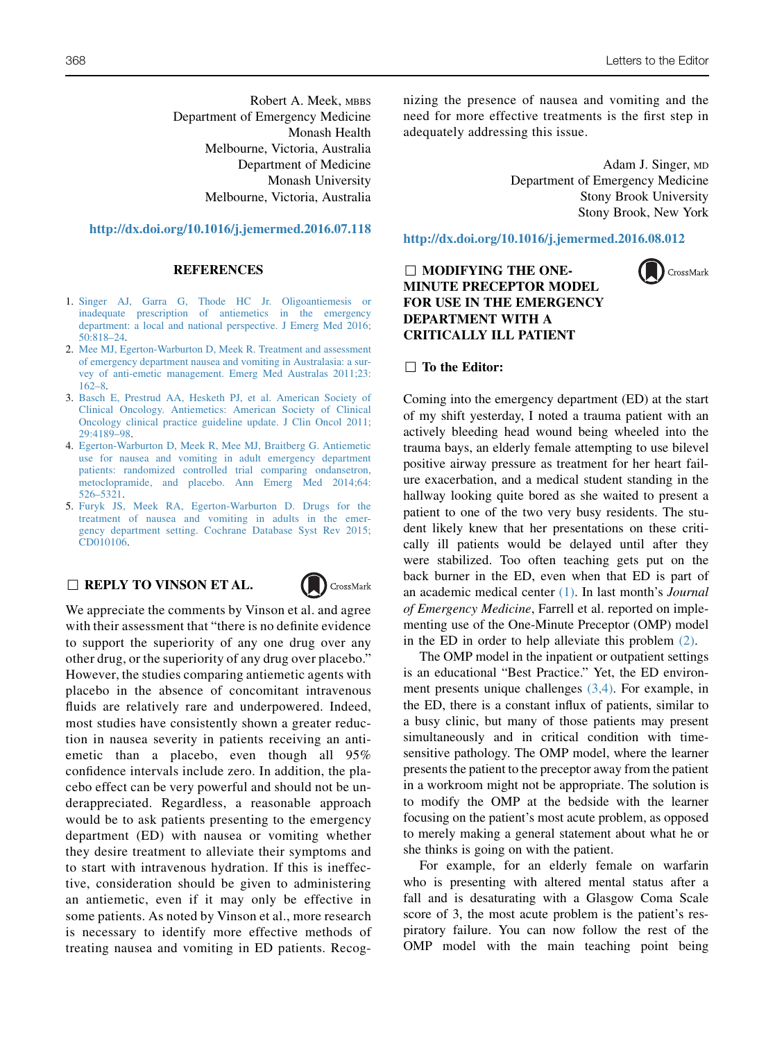Robert A. Meek, MBBS
Department of Emergency Medicine
Monash Health
Melbourne, Victoria, Australia
Department of Medicine
Monash University
Melbourne, Victoria, Australia

http://dx.doi.org/10.1016/j.jemermed.2016.07.118

## REFERENCES

1. Singer AJ, Garra G, Thode HC Jr. Oligoantiemesis or inadequate prescription of antiemetics in the emergency department: a local and national perspective. J Emerg Med 2016;50:818–24.
2. Mee MJ, Egerton-Warburton D, Meek R. Treatment and assessment of emergency department nausea and vomiting in Australasia: a survey of anti-emetic management. Emerg Med Australas 2011;23:162–8.
3. Basch E, Prestrud AA, Hesketh PJ, et al. American Society of Clinical Oncology. Antiemetics: American Society of Clinical Oncology clinical practice guideline update. J Clin Oncol 2011;29:4189–98.
4. Egerton-Warburton D, Meek R, Mee MJ, Braitberg G. Antiemetic use for nausea and vomiting in adult emergency department patients: randomized controlled trial comparing ondansetron, metoclopramide, and placebo. Ann Emerg Med 2014;64:526–5321.
5. Furyk JS, Meek RA, Egerton-Warburton D. Drugs for the treatment of nausea and vomiting in adults in the emergency department setting. Cochrane Database Syst Rev 2015;CD010106.

## REPLY TO VINSON ET AL.

We appreciate the comments by Vinson et al. and agree with their assessment that "there is no definite evidence to support the superiority of any one drug over any other drug, or the superiority of any drug over placebo." However, the studies comparing antiemetic agents with placebo in the absence of concomitant intravenous fluids are relatively rare and underpowered. Indeed, most studies have consistently shown a greater reduction in nausea severity in patients receiving an antiemetic than a placebo, even though all 95% confidence intervals include zero. In addition, the placebo effect can be very powerful and should not be underappreciated. Regardless, a reasonable approach would be to ask patients presenting to the emergency department (ED) with nausea or vomiting whether they desire treatment to alleviate their symptoms and to start with intravenous hydration. If this is ineffective, consideration should be given to administering an antiemetic, even if it may only be effective in some patients. As noted by Vinson et al., more research is necessary to identify more effective methods of treating nausea and vomiting in ED patients. Recognizing the presence of nausea and vomiting and the need for more effective treatments is the first step in adequately addressing this issue.

Adam J. Singer, MD
Department of Emergency Medicine
Stony Brook University
Stony Brook, New York

http://dx.doi.org/10.1016/j.jemermed.2016.08.012

## MODIFYING THE ONE-MINUTE PRECEPTOR MODEL FOR USE IN THE EMERGENCY DEPARTMENT WITH A CRITICALLY ILL PATIENT

### To the Editor:

Coming into the emergency department (ED) at the start of my shift yesterday, I noted a trauma patient with an actively bleeding head wound being wheeled into the trauma bays, an elderly female attempting to use bilevel positive airway pressure as treatment for her heart failure exacerbation, and a medical student standing in the hallway looking quite bored as she waited to present a patient to one of the two very busy residents. The student likely knew that her presentations on these critically ill patients would be delayed until after they were stabilized. Too often teaching gets put on the back burner in the ED, even when that ED is part of an academic medical center (1). In last month's *Journal of Emergency Medicine*, Farrell et al. reported on implementing use of the One-Minute Preceptor (OMP) model in the ED in order to help alleviate this problem (2).

The OMP model in the inpatient or outpatient settings is an educational "Best Practice." Yet, the ED environment presents unique challenges (3,4). For example, in the ED, there is a constant influx of patients, similar to a busy clinic, but many of those patients may present simultaneously and in critical condition with time-sensitive pathology. The OMP model, where the learner presents the patient to the preceptor away from the patient in a workroom might not be appropriate. The solution is to modify the OMP at the bedside with the learner focusing on the patient's most acute problem, as opposed to merely making a general statement about what he or she thinks is going on with the patient.

For example, for an elderly female on warfarin who is presenting with altered mental status after a fall and is desaturating with a Glasgow Coma Scale score of 3, the most acute problem is the patient's respiratory failure. You can now follow the rest of the OMP model with the main teaching point being